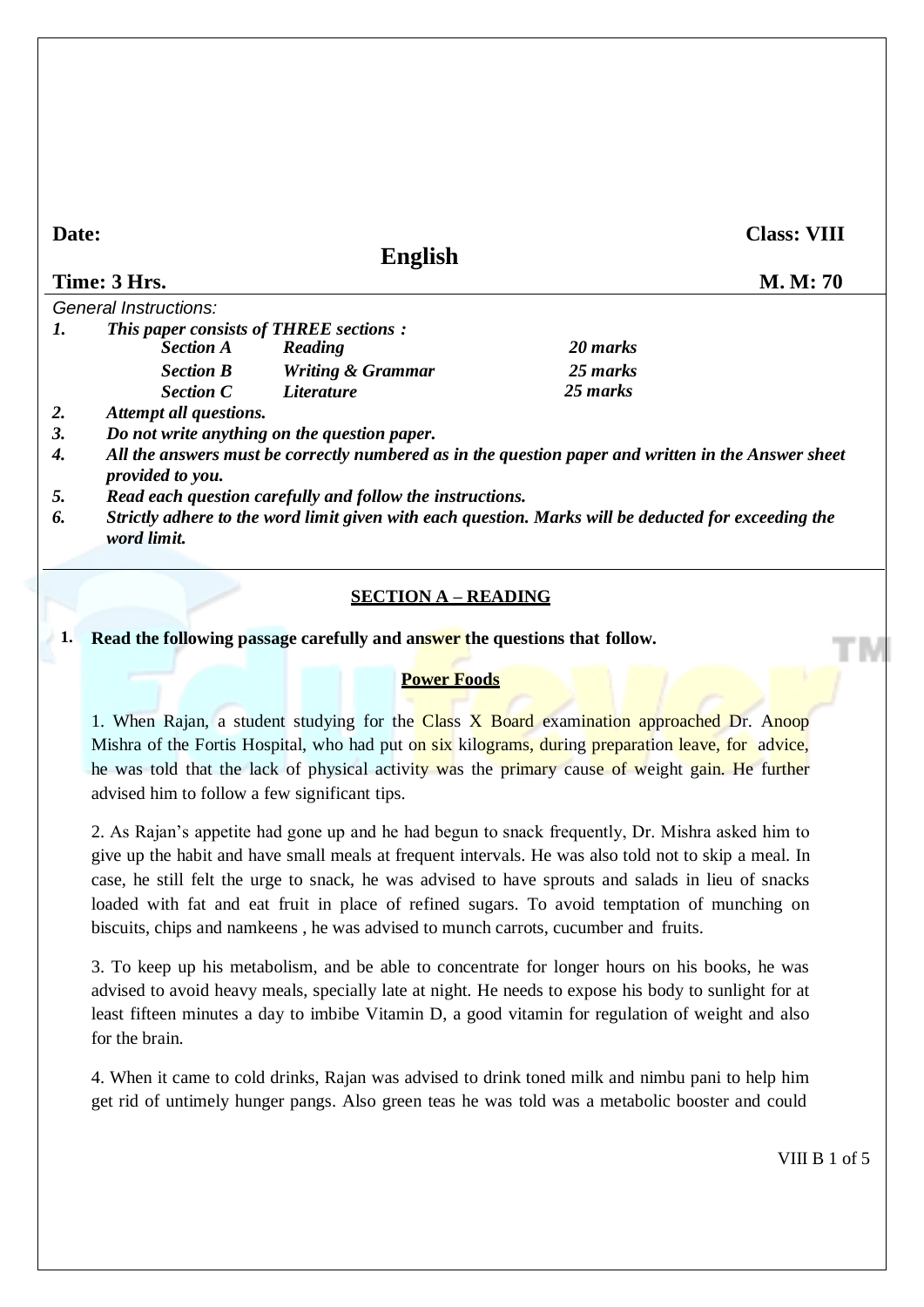**Date:** **Class: VIII**

# English

**Time: 3 Hrs.** **M. M: 70**

*General Instructions:*

1. ***This paper consists of THREE sections :***

| | | |
|---|---|---|
| ***Section A*** | ***Reading*** | ***20 marks*** |
| ***Section B*** | ***Writing & Grammar*** | ***25 marks*** |
| ***Section C*** | ***Literature*** | ***25 marks*** |

2. ***Attempt all questions.***
3. ***Do not write anything on the question paper.***
4. ***All the answers must be correctly numbered as in the question paper and written in the Answer sheet provided to you.***
5. ***Read each question carefully and follow the instructions.***
6. ***Strictly adhere to the word limit given with each question. Marks will be deducted for exceeding the word limit.***

## SECTION A – READING

**1. Read the following passage carefully and answer the questions that follow.**

### Power Foods

1. When Rajan, a student studying for the Class X Board examination approached Dr. Anoop Mishra of the Fortis Hospital, who had put on six kilograms, during preparation leave, for advice, he was told that the lack of physical activity was the primary cause of weight gain. He further advised him to follow a few significant tips.

2. As Rajan's appetite had gone up and he had begun to snack frequently, Dr. Mishra asked him to give up the habit and have small meals at frequent intervals. He was also told not to skip a meal. In case, he still felt the urge to snack, he was advised to have sprouts and salads in lieu of snacks loaded with fat and eat fruit in place of refined sugars. To avoid temptation of munching on biscuits, chips and namkeens , he was advised to munch carrots, cucumber and fruits.

3. To keep up his metabolism, and be able to concentrate for longer hours on his books, he was advised to avoid heavy meals, specially late at night. He needs to expose his body to sunlight for at least fifteen minutes a day to imbibe Vitamin D, a good vitamin for regulation of weight and also for the brain.

4. When it came to cold drinks, Rajan was advised to drink toned milk and nimbu pani to help him get rid of untimely hunger pangs. Also green teas he was told was a metabolic booster and could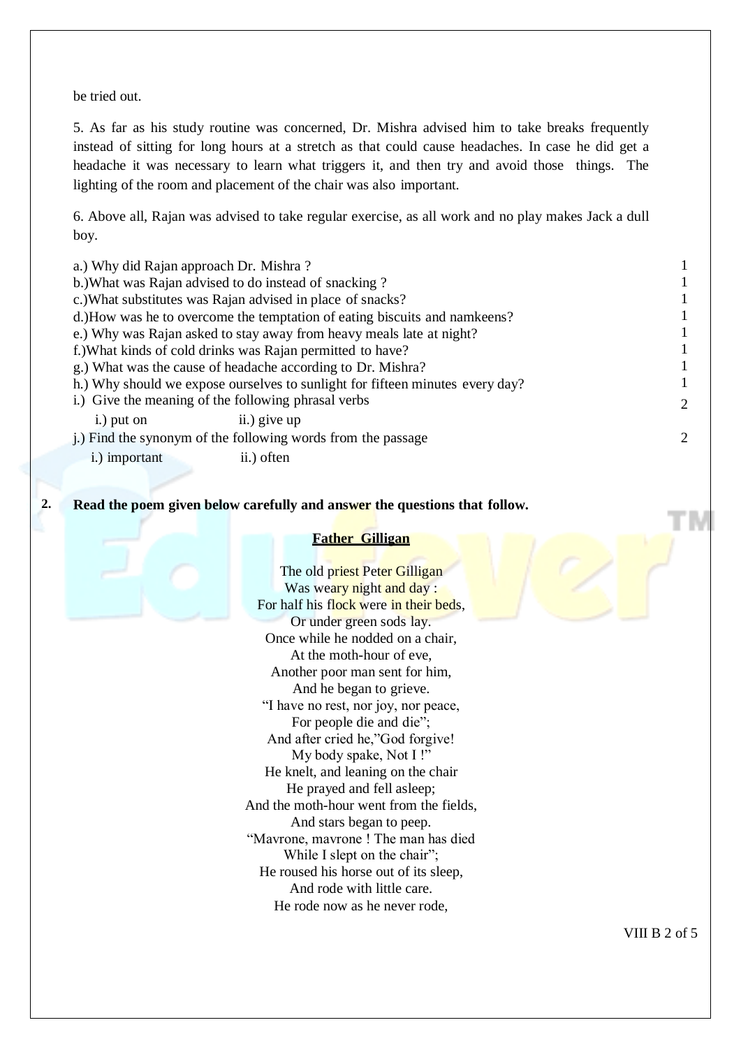be tried out.

5. As far as his study routine was concerned, Dr. Mishra advised him to take breaks frequently instead of sitting for long hours at a stretch as that could cause headaches. In case he did get a headache it was necessary to learn what triggers it, and then try and avoid those things. The lighting of the room and placement of the chair was also important.

6. Above all, Rajan was advised to take regular exercise, as all work and no play makes Jack a dull boy.

a.) Why did Rajan approach Dr. Mishra ? 1

b.)What was Rajan advised to do instead of snacking ? 1

c.)What substitutes was Rajan advised in place of snacks? 1

d.)How was he to overcome the temptation of eating biscuits and namkeens? 1

e.) Why was Rajan asked to stay away from heavy meals late at night? 1

f.)What kinds of cold drinks was Rajan permitted to have? 1

g.) What was the cause of headache according to Dr. Mishra? 1

h.) Why should we expose ourselves to sunlight for fifteen minutes every day? 1

i.) Give the meaning of the following phrasal verbs 2

i.) put on ii.) give up

j.) Find the synonym of the following words from the passage 2

i.) important ii.) often

**2. Read the poem given below carefully and answer the questions that follow.**

**Father Gilligan**

The old priest Peter Gilligan
Was weary night and day :
For half his flock were in their beds,
Or under green sods lay.
Once while he nodded on a chair,
At the moth-hour of eve,
Another poor man sent for him,
And he began to grieve.
"I have no rest, nor joy, nor peace,
For people die and die";
And after cried he,"God forgive!
My body spake, Not I !"
He knelt, and leaning on the chair
He prayed and fell asleep;
And the moth-hour went from the fields,
And stars began to peep.
"Mavrone, mavrone ! The man has died
While I slept on the chair";
He roused his horse out of its sleep,
And rode with little care.
He rode now as he never rode,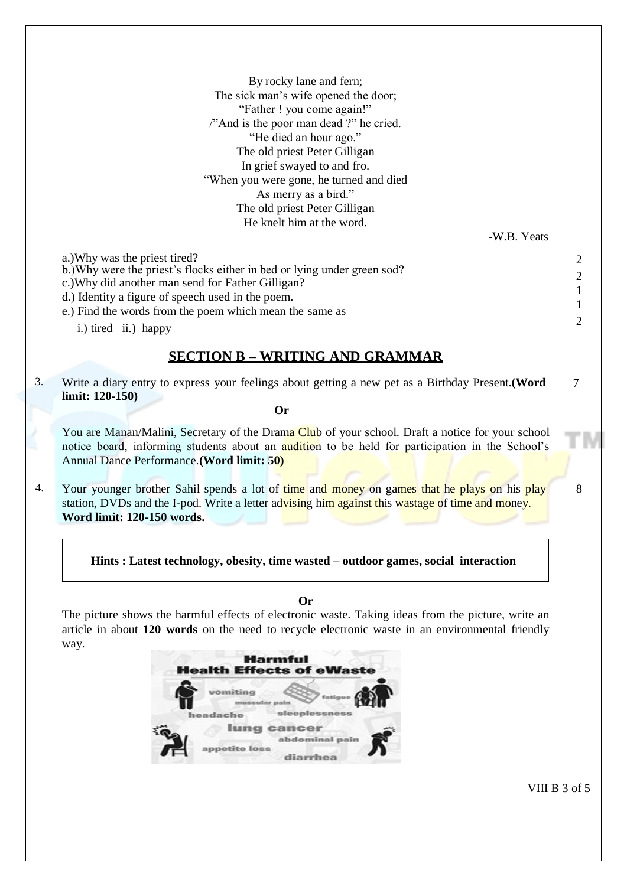By rocky lane and fern;
The sick man's wife opened the door;
"Father ! you come again!"
/"And is the poor man dead ?" he cried.
"He died an hour ago."
The old priest Peter Gilligan
In grief swayed to and fro.
"When you were gone, he turned and died
As merry as a bird."
The old priest Peter Gilligan
He knelt him at the word.

-W.B. Yeats

a.)Why was the priest tired? 2
b.)Why were the priest's flocks either in bed or lying under green sod? 2
c.)Why did another man send for Father Gilligan? 1
d.) Identity a figure of speech used in the poem. 1
e.) Find the words from the poem which mean the same as 2
i.) tired ii.) happy

## SECTION B – WRITING AND GRAMMAR

3. Write a diary entry to express your feelings about getting a new pet as a Birthday Present.**(Word limit: 120-150)** 7

**Or**

You are Manan/Malini, Secretary of the Drama Club of your school. Draft a notice for your school notice board, informing students about an audition to be held for participation in the School's Annual Dance Performance.**(Word limit: 50)**

4. Your younger brother Sahil spends a lot of time and money on games that he plays on his play station, DVDs and the I-pod. Write a letter advising him against this wastage of time and money. **Word limit: 120-150 words.** 8

**Hints : Latest technology, obesity, time wasted – outdoor games, social interaction**

**Or**

The picture shows the harmful effects of electronic waste. Taking ideas from the picture, write an article in about **120 words** on the need to recycle electronic waste in an environmental friendly way.

**Harmful Health Effects of eWaste**

vomiting, muscular pain, fatigue, headache, sleeplessness, lung cancer, abdominal pain, appetite loss, diarrhea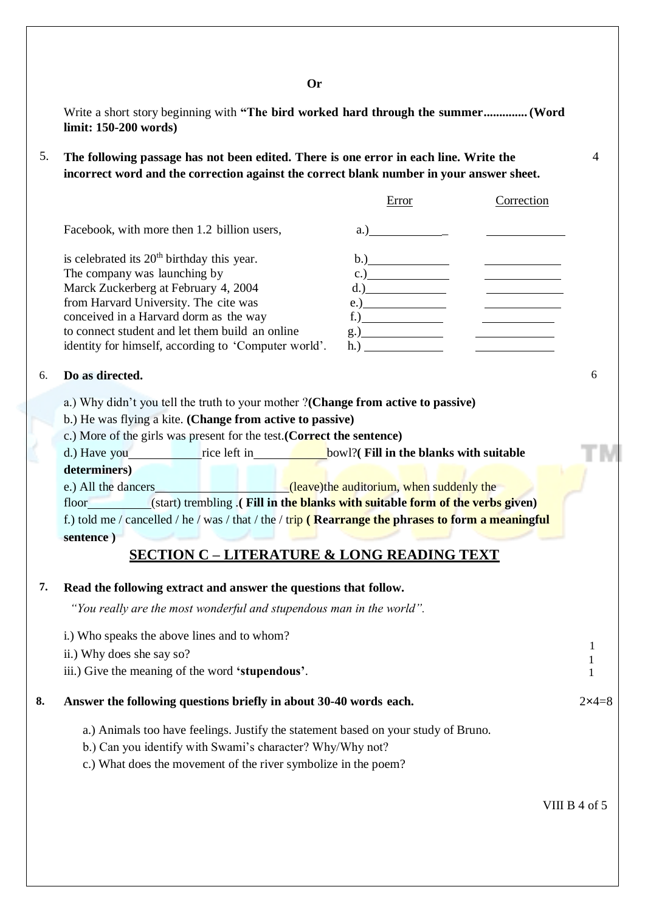**Or**

Write a short story beginning with **"The bird worked hard through the summer.............. (Word limit: 150-200 words)**

5. **The following passage has not been edited. There is one error in each line. Write the incorrect word and the correction against the correct blank number in your answer sheet.** 4

| | Error | Correction |
|---|---|---|
| Facebook, with more then 1.2 billion users, | a.)____________ | ____________ |
| is celebrated its 20th birthday this year. | b.)____________ | ____________ |
| The company was launching by | c.)____________ | ____________ |
| Marck Zuckerberg at February 4, 2004 | d.)____________ | ____________ |
| from Harvard University. The cite was | e.)____________ | ____________ |
| conceived in a Harvard dorm as the way | f.)____________ | ____________ |
| to connect student and let them build an online | g.)____________ | ____________ |
| identity for himself, according to 'Computer world'. | h.)____________ | ____________ |

6. **Do as directed.** 6

a.) Why didn't you tell the truth to your mother ?**(Change from active to passive)**

b.) He was flying a kite. **(Change from active to passive)**

c.) More of the girls was present for the test.**(Correct the sentence)**

d.) Have you____________rice left in____________bowl?**( Fill in the blanks with suitable determiners)**

e.) All the dancers______________________(leave)the auditorium, when suddenly the floor__________(start) trembling .**( Fill in the blanks with suitable form of the verbs given)**

f.) told me / cancelled / he / was / that / the / trip **( Rearrange the phrases to form a meaningful sentence )**

## SECTION C – LITERATURE & LONG READING TEXT

7. **Read the following extract and answer the questions that follow.**

*"You really are the most wonderful and stupendous man in the world".*

i.) Who speaks the above lines and to whom? 1

ii.) Why does she say so? 1

iii.) Give the meaning of the word **'stupendous'**. 1

8. **Answer the following questions briefly in about 30-40 words each.** 2×4=8

a.) Animals too have feelings. Justify the statement based on your study of Bruno.

b.) Can you identify with Swami's character? Why/Why not?

c.) What does the movement of the river symbolize in the poem?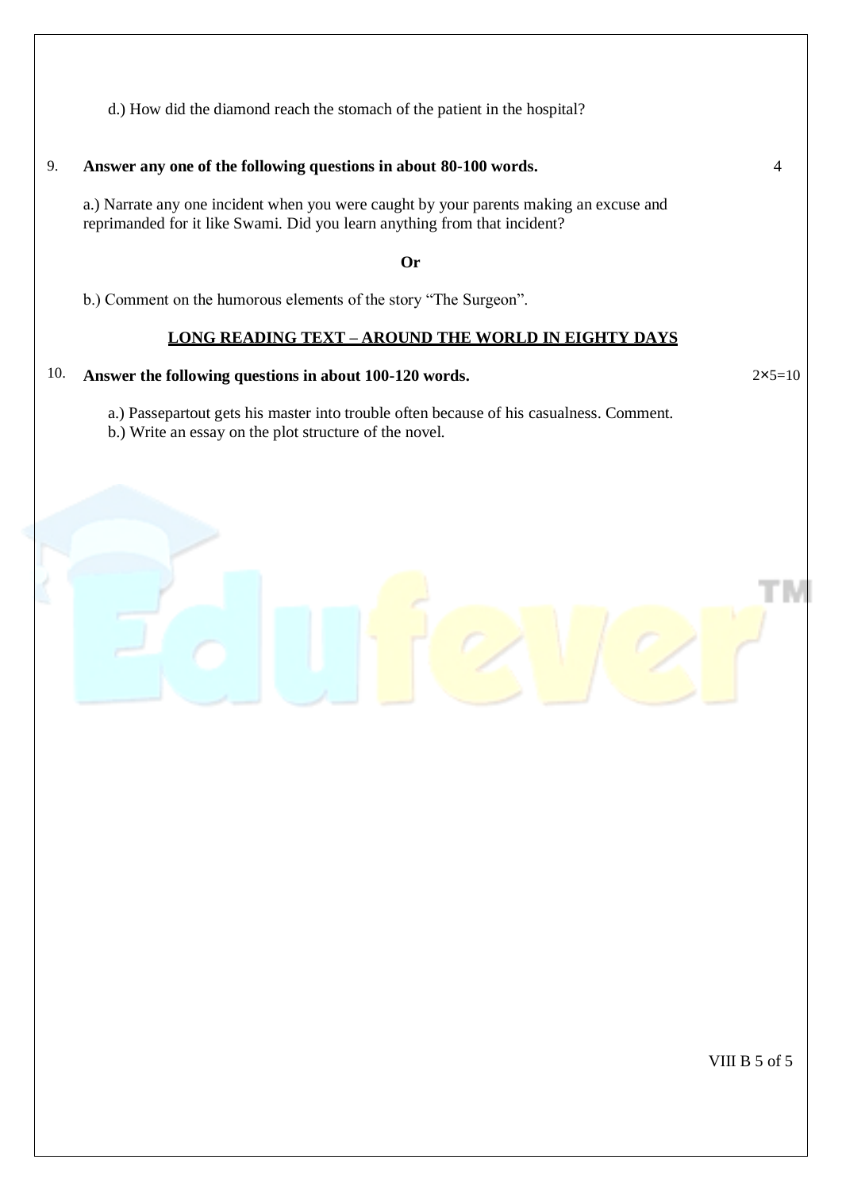d.) How did the diamond reach the stomach of the patient in the hospital?

9. **Answer any one of the following questions in about 80-100 words.** 4

a.) Narrate any one incident when you were caught by your parents making an excuse and reprimanded for it like Swami. Did you learn anything from that incident?

**Or**

b.) Comment on the humorous elements of the story "The Surgeon".

## LONG READING TEXT – AROUND THE WORLD IN EIGHTY DAYS

10. **Answer the following questions in about 100-120 words.** $2 \times 5 = 10$

a.) Passepartout gets his master into trouble often because of his casualness. Comment.

b.) Write an essay on the plot structure of the novel.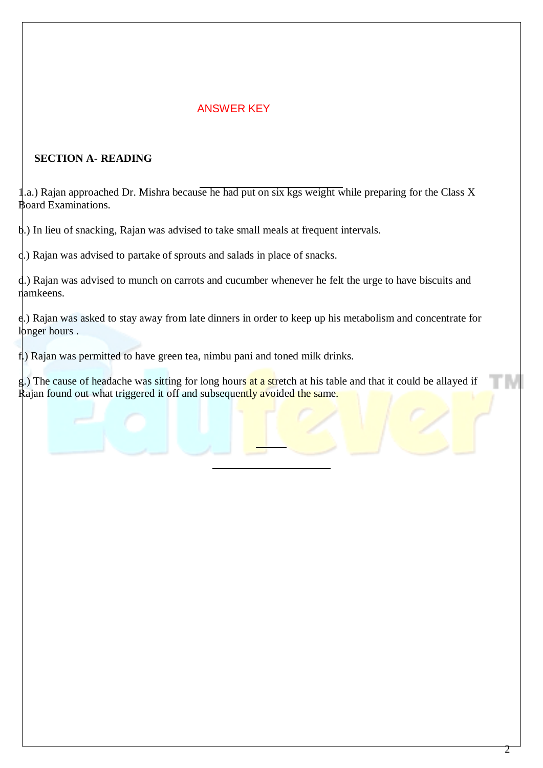ANSWER KEY

**SECTION A- READING**

1.a.) Rajan approached Dr. Mishra because he had put on six kgs weight while preparing for the Class X Board Examinations.

b.) In lieu of snacking, Rajan was advised to take small meals at frequent intervals.

c.) Rajan was advised to partake of sprouts and salads in place of snacks.

d.) Rajan was advised to munch on carrots and cucumber whenever he felt the urge to have biscuits and namkeens.

e.) Rajan was asked to stay away from late dinners in order to keep up his metabolism and concentrate for longer hours .

f.) Rajan was permitted to have green tea, nimbu pani and toned milk drinks.

g.) The cause of headache was sitting for long hours at a stretch at his table and that it could be allayed if Rajan found out what triggered it off and subsequently avoided the same.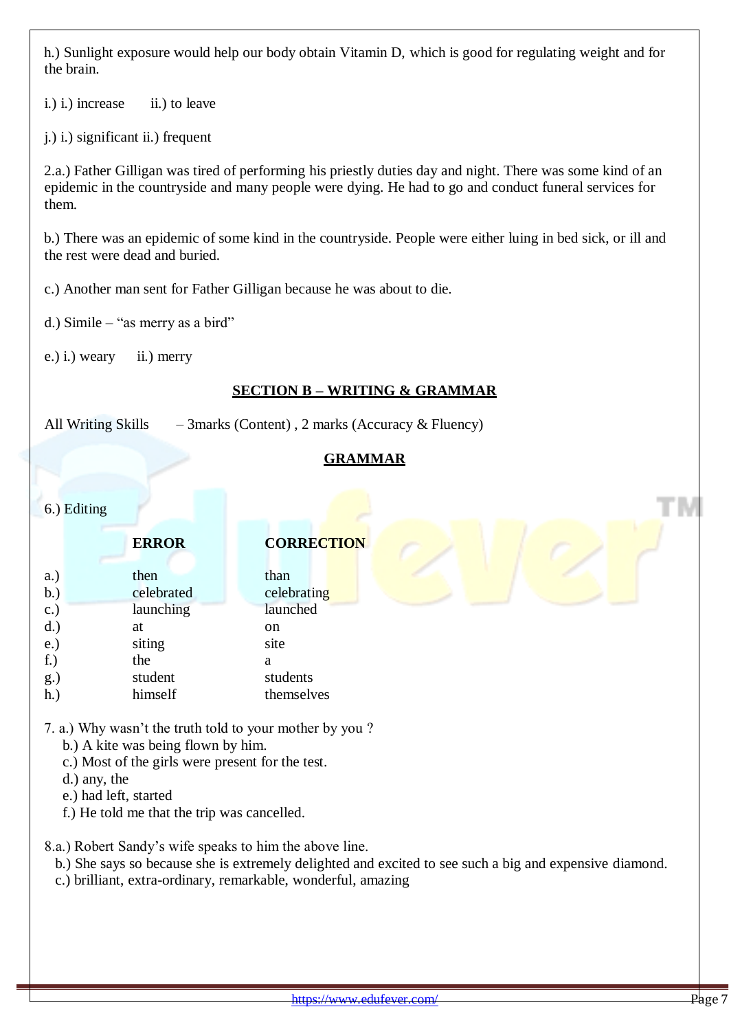h.) Sunlight exposure would help our body obtain Vitamin D, which is good for regulating weight and for the brain.

i.) i.) increase ii.) to leave

j.) i.) significant ii.) frequent

2.a.) Father Gilligan was tired of performing his priestly duties day and night. There was some kind of an epidemic in the countryside and many people were dying. He had to go and conduct funeral services for them.

b.) There was an epidemic of some kind in the countryside. People were either luing in bed sick, or ill and the rest were dead and buried.

c.) Another man sent for Father Gilligan because he was about to die.

d.) Simile – "as merry as a bird"

e.) i.) weary ii.) merry

## SECTION B – WRITING & GRAMMAR

All Writing Skills – 3marks (Content) , 2 marks (Accuracy & Fluency)

## GRAMMAR

6.) Editing

| | ERROR | CORRECTION |
|---|---|---|
| a.) | then | than |
| b.) | celebrated | celebrating |
| c.) | launching | launched |
| d.) | at | on |
| e.) | siting | site |
| f.) | the | a |
| g.) | student | students |
| h.) | himself | themselves |

7. a.) Why wasn't the truth told to your mother by you ?
b.) A kite was being flown by him.
c.) Most of the girls were present for the test.
d.) any, the
e.) had left, started
f.) He told me that the trip was cancelled.

8.a.) Robert Sandy's wife speaks to him the above line.
b.) She says so because she is extremely delighted and excited to see such a big and expensive diamond.
c.) brilliant, extra-ordinary, remarkable, wonderful, amazing